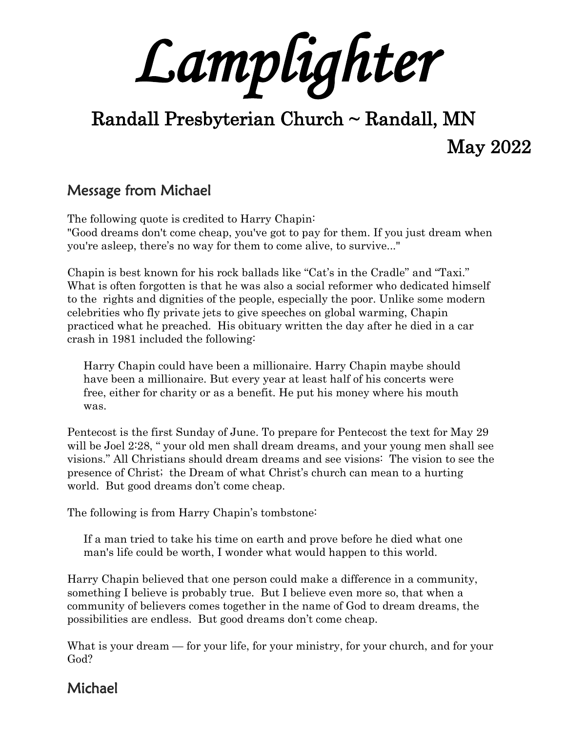# Lamplighter

## Randall Presbyterian Church ~ Randall, MN

## May 2022

### Message from Michael

The following quote is credited to Harry Chapin:
"Good dreams don't come cheap, you've got to pay for them. If you just dream when you're asleep, there's no way for them to come alive, to survive..."

Chapin is best known for his rock ballads like "Cat's in the Cradle" and "Taxi." What is often forgotten is that he was also a social reformer who dedicated himself to the rights and dignities of the people, especially the poor. Unlike some modern celebrities who fly private jets to give speeches on global warming, Chapin practiced what he preached. His obituary written the day after he died in a car crash in 1981 included the following:

> Harry Chapin could have been a millionaire. Harry Chapin maybe should have been a millionaire. But every year at least half of his concerts were free, either for charity or as a benefit. He put his money where his mouth was.

Pentecost is the first Sunday of June. To prepare for Pentecost the text for May 29 will be Joel 2:28, " your old men shall dream dreams, and your young men shall see visions." All Christians should dream dreams and see visions: The vision to see the presence of Christ; the Dream of what Christ's church can mean to a hurting world. But good dreams don't come cheap.

The following is from Harry Chapin's tombstone:

> If a man tried to take his time on earth and prove before he died what one man's life could be worth, I wonder what would happen to this world.

Harry Chapin believed that one person could make a difference in a community, something I believe is probably true. But I believe even more so, that when a community of believers comes together in the name of God to dream dreams, the possibilities are endless. But good dreams don't come cheap.

What is your dream — for your life, for your ministry, for your church, and for your God?

### Michael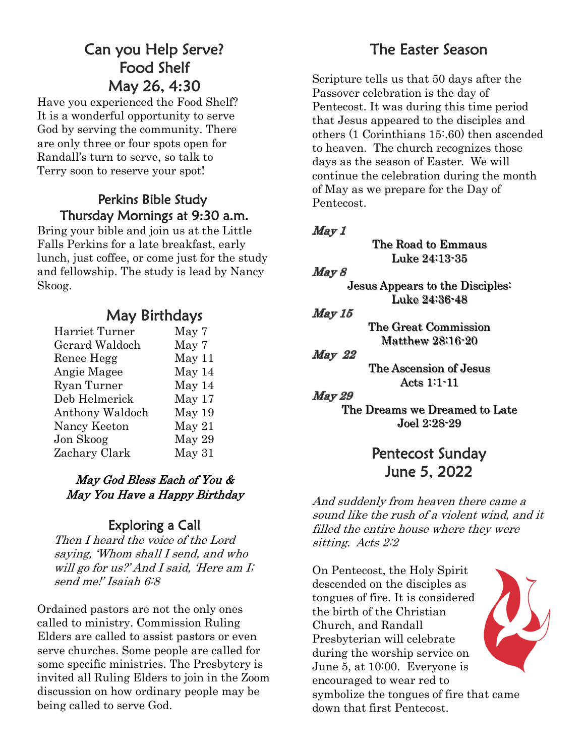## Can you Help Serve? Food Shelf May 26, 4:30

Have you experienced the Food Shelf? It is a wonderful opportunity to serve God by serving the community. There are only three or four spots open for Randall's turn to serve, so talk to Terry soon to reserve your spot!

### Perkins Bible Study Thursday Mornings at 9:30 a.m.

Bring your bible and join us at the Little Falls Perkins for a late breakfast, early lunch, just coffee, or come just for the study and fellowship. The study is lead by Nancy Skoog.

## May Birthdays

| | |
|---|---|
| Harriet Turner | May 7 |
| Gerard Waldoch | May 7 |
| Renee Hegg | May 11 |
| Angie Magee | May 14 |
| Ryan Turner | May 14 |
| Deb Helmerick | May 17 |
| Anthony Waldoch | May 19 |
| Nancy Keeton | May 21 |
| Jon Skoog | May 29 |
| Zachary Clark | May 31 |

***May God Bless Each of You & May You Have a Happy Birthday***

### Exploring a Call

*Then I heard the voice of the Lord saying, 'Whom shall I send, and who will go for us?' And I said, 'Here am I; send me!' Isaiah 6:8*

Ordained pastors are not the only ones called to ministry. Commission Ruling Elders are called to assist pastors or even serve churches. Some people are called for some specific ministries. The Presbytery is invited all Ruling Elders to join in the Zoom discussion on how ordinary people may be being called to serve God.

## The Easter Season

Scripture tells us that 50 days after the Passover celebration is the day of Pentecost. It was during this time period that Jesus appeared to the disciples and others (1 Corinthians 15:.60) then ascended to heaven. The church recognizes those days as the season of Easter. We will continue the celebration during the month of May as we prepare for the Day of Pentecost.

***May 1***

**The Road to Emmaus**
**Luke 24:13-35**

***May 8***

**Jesus Appears to the Disciples:**
**Luke 24:36-48**

***May 15***

**The Great Commission**
**Matthew 28:16-20**

***May 22***

**The Ascension of Jesus**
**Acts 1:1-11**

***May 29***

**The Dreams we Dreamed to Late**
**Joel 2:28-29**

## Pentecost Sunday June 5, 2022

*And suddenly from heaven there came a sound like the rush of a violent wind, and it filled the entire house where they were sitting. Acts 2:2*

On Pentecost, the Holy Spirit descended on the disciples as tongues of fire. It is considered the birth of the Christian Church, and Randall Presbyterian will celebrate during the worship service on June 5, at 10:00. Everyone is encouraged to wear red to symbolize the tongues of fire that came down that first Pentecost.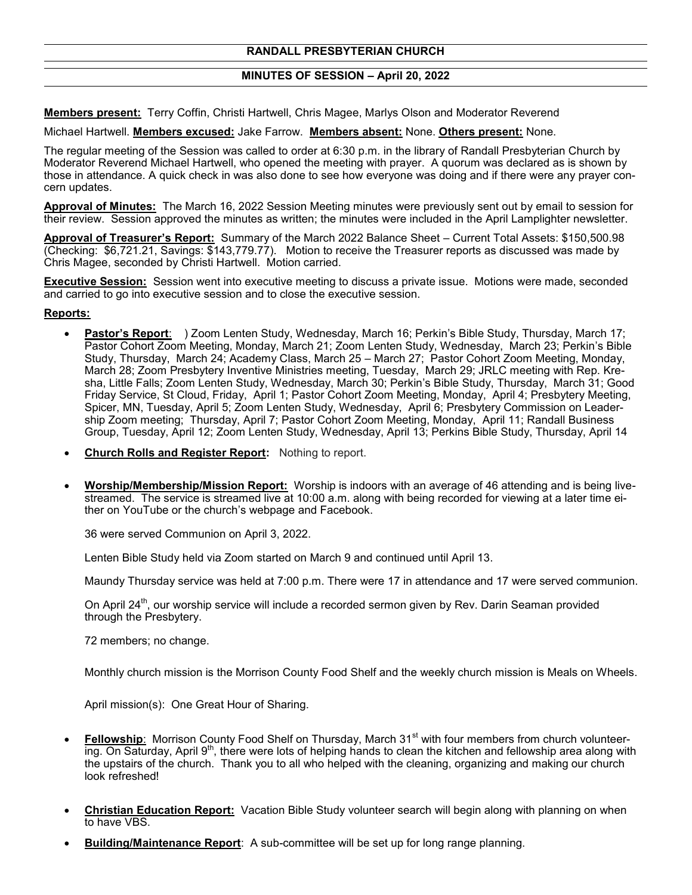**RANDALL PRESBYTERIAN CHURCH**

**MINUTES OF SESSION – April 20, 2022**

**Members present:** Terry Coffin, Christi Hartwell, Chris Magee, Marlys Olson and Moderator Reverend Michael Hartwell. **Members excused:** Jake Farrow. **Members absent:** None. **Others present:** None.

The regular meeting of the Session was called to order at 6:30 p.m. in the library of Randall Presbyterian Church by Moderator Reverend Michael Hartwell, who opened the meeting with prayer. A quorum was declared as is shown by those in attendance. A quick check in was also done to see how everyone was doing and if there were any prayer concern updates.

**Approval of Minutes:** The March 16, 2022 Session Meeting minutes were previously sent out by email to session for their review. Session approved the minutes as written; the minutes were included in the April Lamplighter newsletter.

**Approval of Treasurer's Report:** Summary of the March 2022 Balance Sheet – Current Total Assets: $150,500.98 (Checking: $6,721.21, Savings: $143,779.77). Motion to receive the Treasurer reports as discussed was made by Chris Magee, seconded by Christi Hartwell. Motion carried.

**Executive Session:** Session went into executive meeting to discuss a private issue. Motions were made, seconded and carried to go into executive session and to close the executive session.

**Reports:**

- **Pastor's Report**: ) Zoom Lenten Study, Wednesday, March 16; Perkin's Bible Study, Thursday, March 17; Pastor Cohort Zoom Meeting, Monday, March 21; Zoom Lenten Study, Wednesday, March 23; Perkin's Bible Study, Thursday, March 24; Academy Class, March 25 – March 27; Pastor Cohort Zoom Meeting, Monday, March 28; Zoom Presbytery Inventive Ministries meeting, Tuesday, March 29; JRLC meeting with Rep. Kresha, Little Falls; Zoom Lenten Study, Wednesday, March 30; Perkin's Bible Study, Thursday, March 31; Good Friday Service, St Cloud, Friday, April 1; Pastor Cohort Zoom Meeting, Monday, April 4; Presbytery Meeting, Spicer, MN, Tuesday, April 5; Zoom Lenten Study, Wednesday, April 6; Presbytery Commission on Leadership Zoom meeting; Thursday, April 7; Pastor Cohort Zoom Meeting, Monday, April 11; Randall Business Group, Tuesday, April 12; Zoom Lenten Study, Wednesday, April 13; Perkins Bible Study, Thursday, April 14

- **Church Rolls and Register Report:** Nothing to report.

- **Worship/Membership/Mission Report:** Worship is indoors with an average of 46 attending and is being livestreamed. The service is streamed live at 10:00 a.m. along with being recorded for viewing at a later time either on YouTube or the church's webpage and Facebook.

  36 were served Communion on April 3, 2022.

  Lenten Bible Study held via Zoom started on March 9 and continued until April 13.

  Maundy Thursday service was held at 7:00 p.m. There were 17 in attendance and 17 were served communion.

  On April 24th, our worship service will include a recorded sermon given by Rev. Darin Seaman provided through the Presbytery.

  72 members; no change.

  Monthly church mission is the Morrison County Food Shelf and the weekly church mission is Meals on Wheels.

  April mission(s): One Great Hour of Sharing.

- **Fellowship**: Morrison County Food Shelf on Thursday, March 31st with four members from church volunteering. On Saturday, April 9th, there were lots of helping hands to clean the kitchen and fellowship area along with the upstairs of the church. Thank you to all who helped with the cleaning, organizing and making our church look refreshed!

- **Christian Education Report:** Vacation Bible Study volunteer search will begin along with planning on when to have VBS.

- **Building/Maintenance Report**: A sub-committee will be set up for long range planning.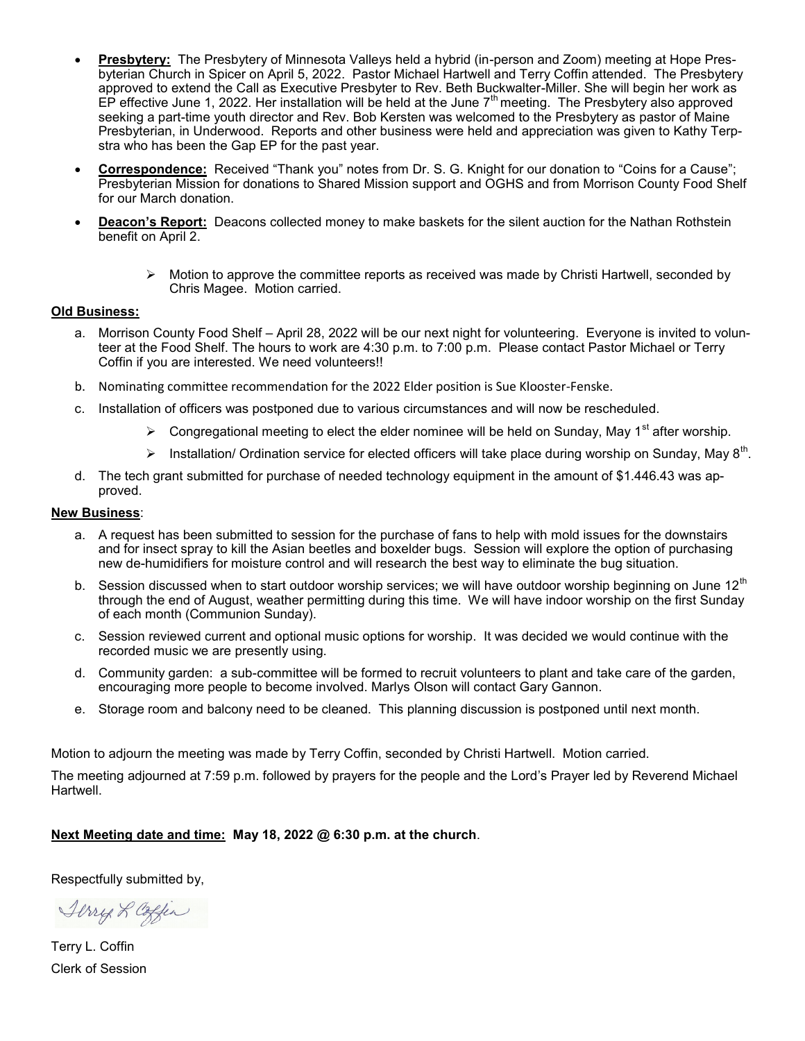- **Presbytery:** The Presbytery of Minnesota Valleys held a hybrid (in-person and Zoom) meeting at Hope Presbyterian Church in Spicer on April 5, 2022. Pastor Michael Hartwell and Terry Coffin attended. The Presbytery approved to extend the Call as Executive Presbyter to Rev. Beth Buckwalter-Miller. She will begin her work as EP effective June 1, 2022. Her installation will be held at the June 7th meeting. The Presbytery also approved seeking a part-time youth director and Rev. Bob Kersten was welcomed to the Presbytery as pastor of Maine Presbyterian, in Underwood. Reports and other business were held and appreciation was given to Kathy Terpstra who has been the Gap EP for the past year.
- **Correspondence:** Received "Thank you" notes from Dr. S. G. Knight for our donation to "Coins for a Cause"; Presbyterian Mission for donations to Shared Mission support and OGHS and from Morrison County Food Shelf for our March donation.
- **Deacon's Report:** Deacons collected money to make baskets for the silent auction for the Nathan Rothstein benefit on April 2.
  - Motion to approve the committee reports as received was made by Christi Hartwell, seconded by Chris Magee. Motion carried.

**Old Business:**

a. Morrison County Food Shelf – April 28, 2022 will be our next night for volunteering. Everyone is invited to volunteer at the Food Shelf. The hours to work are 4:30 p.m. to 7:00 p.m. Please contact Pastor Michael or Terry Coffin if you are interested. We need volunteers!!

b. Nominating committee recommendation for the 2022 Elder position is Sue Klooster-Fenske.

c. Installation of officers was postponed due to various circumstances and will now be rescheduled.
   - Congregational meeting to elect the elder nominee will be held on Sunday, May 1st after worship.
   - Installation/ Ordination service for elected officers will take place during worship on Sunday, May 8th.

d. The tech grant submitted for purchase of needed technology equipment in the amount of $1.446.43 was approved.

**New Business**:

a. A request has been submitted to session for the purchase of fans to help with mold issues for the downstairs and for insect spray to kill the Asian beetles and boxelder bugs. Session will explore the option of purchasing new de-humidifiers for moisture control and will research the best way to eliminate the bug situation.

b. Session discussed when to start outdoor worship services; we will have outdoor worship beginning on June 12th through the end of August, weather permitting during this time. We will have indoor worship on the first Sunday of each month (Communion Sunday).

c. Session reviewed current and optional music options for worship. It was decided we would continue with the recorded music we are presently using.

d. Community garden: a sub-committee will be formed to recruit volunteers to plant and take care of the garden, encouraging more people to become involved. Marlys Olson will contact Gary Gannon.

e. Storage room and balcony need to be cleaned. This planning discussion is postponed until next month.

Motion to adjourn the meeting was made by Terry Coffin, seconded by Christi Hartwell. Motion carried.

The meeting adjourned at 7:59 p.m. followed by prayers for the people and the Lord's Prayer led by Reverend Michael Hartwell.

**Next Meeting date and time: May 18, 2022 @ 6:30 p.m. at the church**.

Respectfully submitted by,

Terry L Coffin

Terry L. Coffin
Clerk of Session